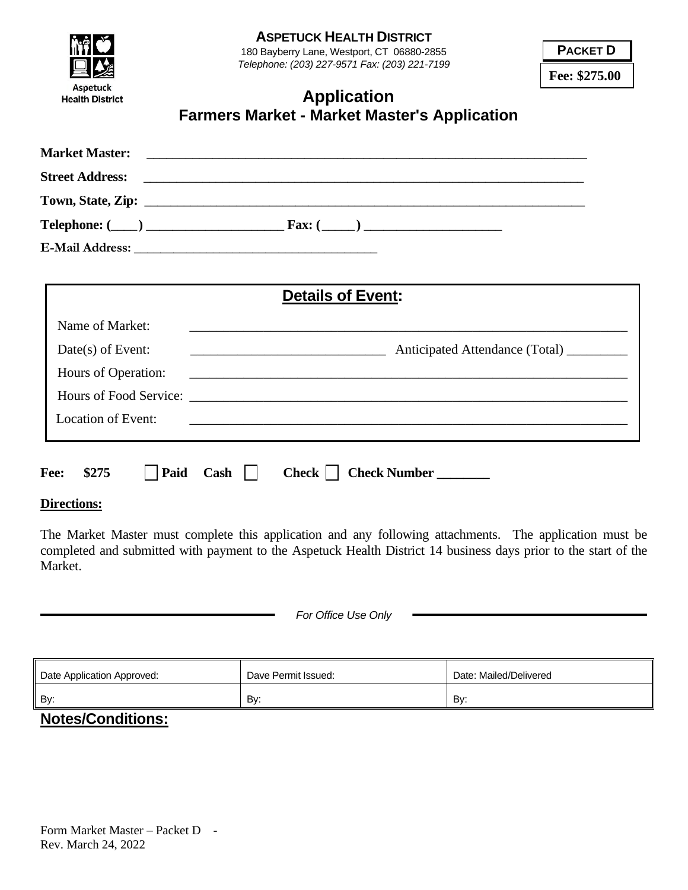**Aspetuck Health District**

# ASPETUCK HEALTH DISTRICT

180 Bayberry Lane, Westport, CT 06880-2855

*Telephone: (203) 227-9571 Fax: (203) 221-7199*

**PACKET D**

**Fee: $275.00**

## Application
## Farmers Market - Market Master's Application

**Market Master:** ______________________________________________________________________

**Street Address:** ______________________________________________________________________

**Town, State, Zip:** ______________________________________________________________________

**Telephone: (\_\_\_\_) \_\_\_\_\_\_\_\_\_\_\_\_\_\_\_\_\_\_\_\_\_\_ Fax: (\_\_\_\_\_) \_\_\_\_\_\_\_\_\_\_\_\_\_\_\_\_\_\_\_\_\_\_**

**E-Mail Address:** ________________________________________

### Details of Event:

Name of Market: ______________________________________________________________________

Date(s) of Event: ______________________________ Anticipated Attendance (Total) _________

Hours of Operation: ______________________________________________________________________

Hours of Food Service: ______________________________________________________________________

Location of Event: ______________________________________________________________________

**Fee: $275** ☐ **Paid Cash** ☐ **Check** ☐ **Check Number ________**

**Directions:**

The Market Master must complete this application and any following attachments. The application must be completed and submitted with payment to the Aspetuck Health District 14 business days prior to the start of the Market.

*For Office Use Only*

| Date Application Approved: | Dave Permit Issued: | Date: Mailed/Delivered |
|---|---|---|
| By: | By: | By: |

**Notes/Conditions:**

Form Market Master – Packet D -
Rev. March 24, 2022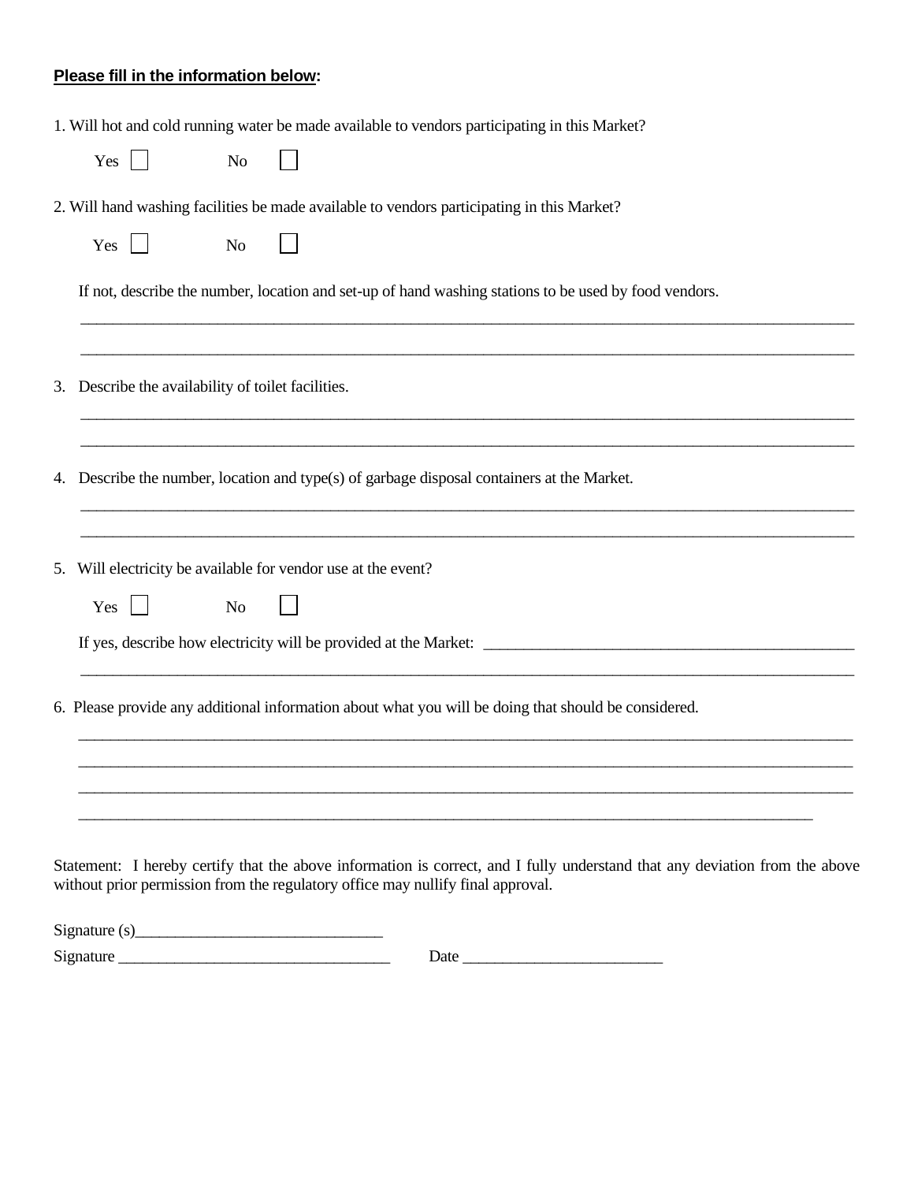**<u>Please fill in the information below</u>:**

1. Will hot and cold running water be made available to vendors participating in this Market?

   Yes ☐ No ☐

2. Will hand washing facilities be made available to vendors participating in this Market?

   Yes ☐ No ☐

   If not, describe the number, location and set-up of hand washing stations to be used by food vendors.

   ______________________________________________________________________________

   ______________________________________________________________________________

3. Describe the availability of toilet facilities.

   ______________________________________________________________________________

   ______________________________________________________________________________

4. Describe the number, location and type(s) of garbage disposal containers at the Market.

   ______________________________________________________________________________

   ______________________________________________________________________________

5. Will electricity be available for vendor use at the event?

   Yes ☐ No ☐

   If yes, describe how electricity will be provided at the Market: ______________________________________

   ______________________________________________________________________________

6. Please provide any additional information about what you will be doing that should be considered.

   ______________________________________________________________________________

   ______________________________________________________________________________

   ______________________________________________________________________________

   ______________________________________________________________________________

Statement: I hereby certify that the above information is correct, and I fully understand that any deviation from the above without prior permission from the regulatory office may nullify final approval.

Signature (s)______________________________

Signature ________________________________ Date ________________________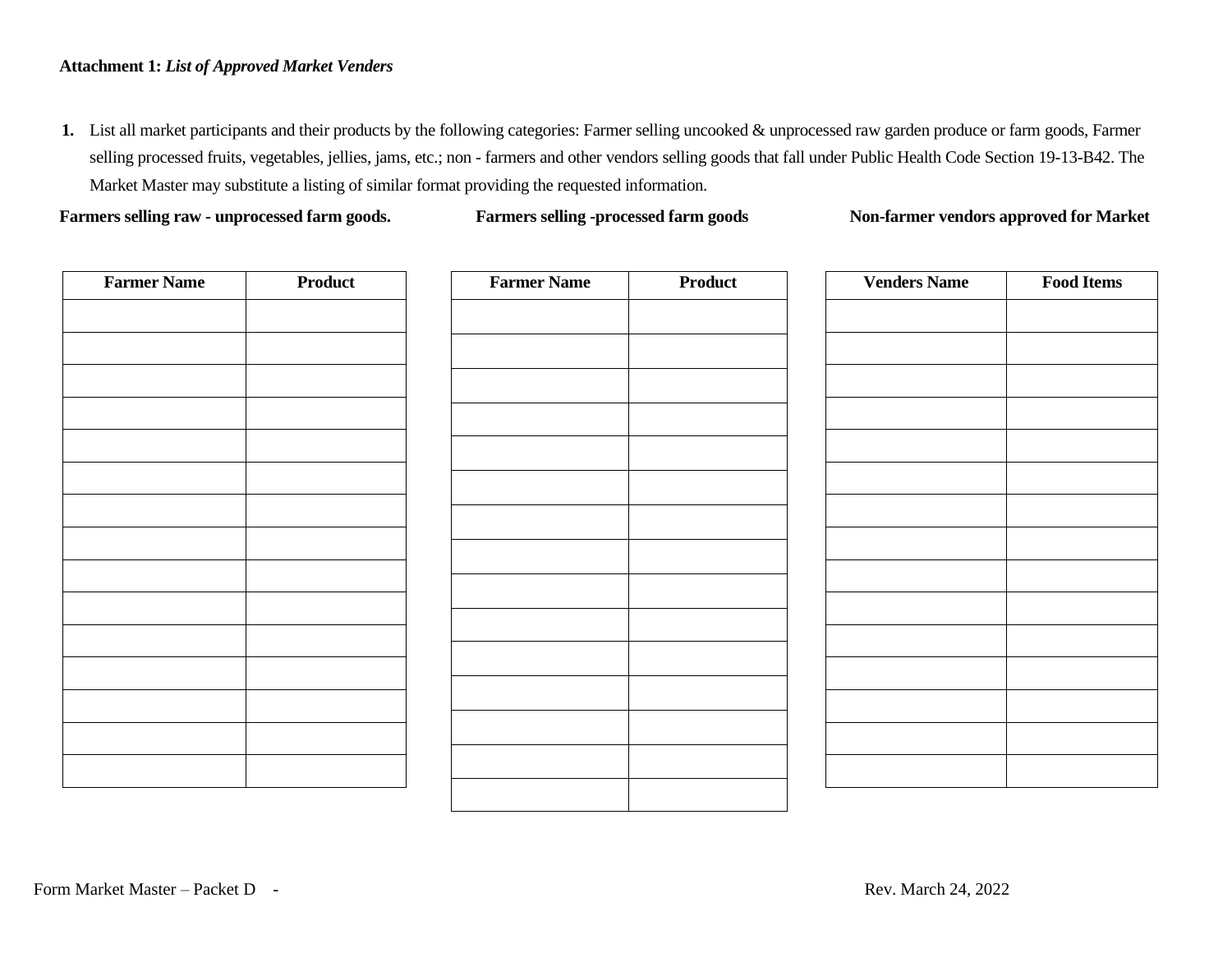**Attachment 1:** ***List of Approved Market Venders***

1. List all market participants and their products by the following categories: Farmer selling uncooked & unprocessed raw garden produce or farm goods, Farmer selling processed fruits, vegetables, jellies, jams, etc.; non - farmers and other vendors selling goods that fall under Public Health Code Section 19-13-B42. The Market Master may substitute a listing of similar format providing the requested information.

**Farmers selling raw - unprocessed farm goods.**

| Farmer Name | Product |
|---|---|
| | |
| | |
| | |
| | |
| | |
| | |
| | |
| | |
| | |
| | |
| | |
| | |
| | |
| | |
| | |

**Farmers selling -processed farm goods**

| Farmer Name | Product |
|---|---|
| | |
| | |
| | |
| | |
| | |
| | |
| | |
| | |
| | |
| | |
| | |
| | |
| | |
| | |
| | |

**Non-farmer vendors approved for Market**

| Venders Name | Food Items |
|---|---|
| | |
| | |
| | |
| | |
| | |
| | |
| | |
| | |
| | |
| | |
| | |
| | |
| | |
| | |
| | |